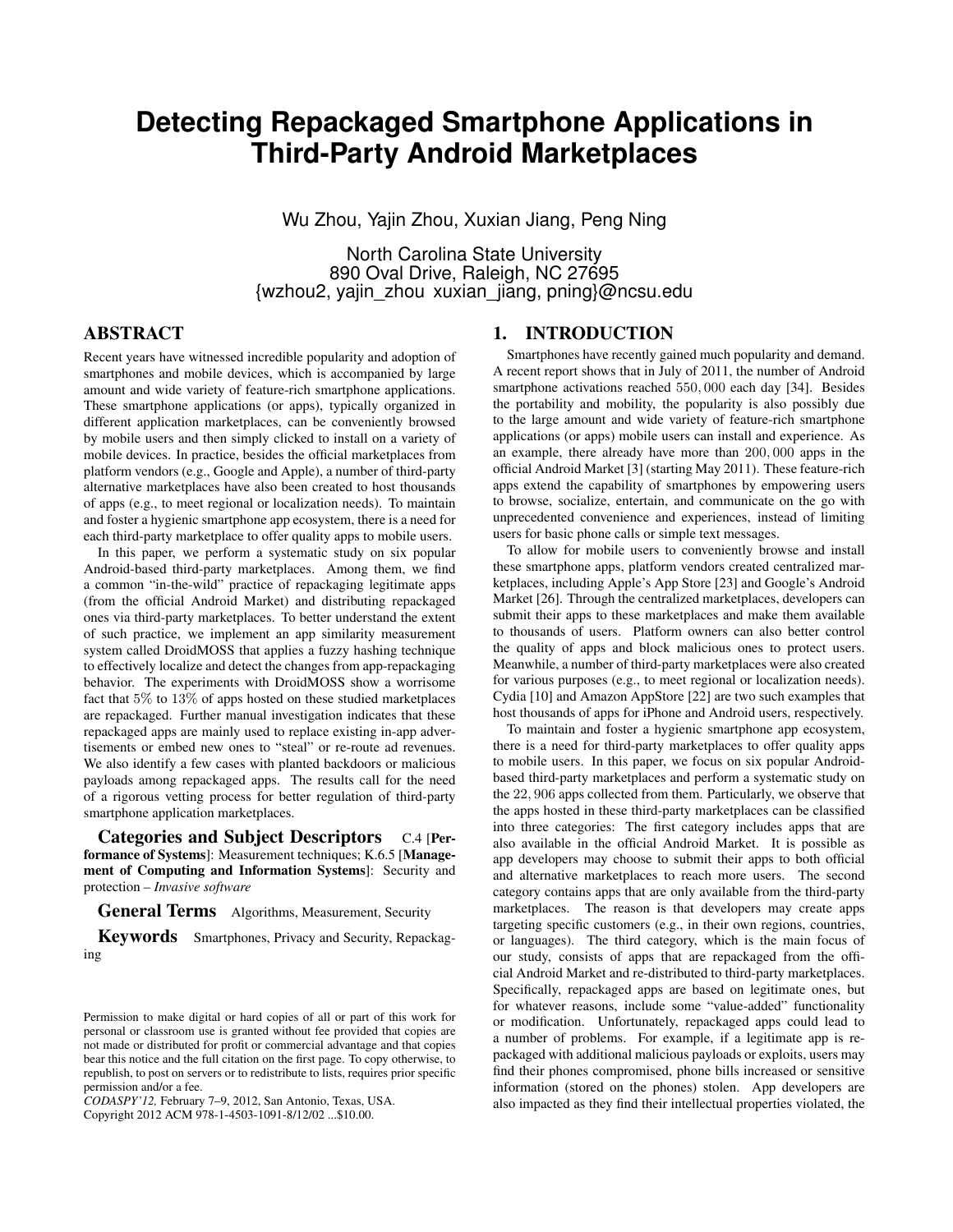# Detecting Repackaged Smartphone Applications in Third-Party Android Marketplaces

Wu Zhou, Yajin Zhou, Xuxian Jiang, Peng Ning

North Carolina State University
890 Oval Drive, Raleigh, NC 27695
{wzhou2, yajin_zhou xuxian_jiang, pning}@ncsu.edu

## ABSTRACT

Recent years have witnessed incredible popularity and adoption of smartphones and mobile devices, which is accompanied by large amount and wide variety of feature-rich smartphone applications. These smartphone applications (or apps), typically organized in different application marketplaces, can be conveniently browsed by mobile users and then simply clicked to install on a variety of mobile devices. In practice, besides the official marketplaces from platform vendors (e.g., Google and Apple), a number of third-party alternative marketplaces have also been created to host thousands of apps (e.g., to meet regional or localization needs). To maintain and foster a hygienic smartphone app ecosystem, there is a need for each third-party marketplace to offer quality apps to mobile users.

In this paper, we perform a systematic study on six popular Android-based third-party marketplaces. Among them, we find a common "in-the-wild" practice of repackaging legitimate apps (from the official Android Market) and distributing repackaged ones via third-party marketplaces. To better understand the extent of such practice, we implement an app similarity measurement system called DroidMOSS that applies a fuzzy hashing technique to effectively localize and detect the changes from app-repackaging behavior. The experiments with DroidMOSS show a worrisome fact that 5% to 13% of apps hosted on these studied marketplaces are repackaged. Further manual investigation indicates that these repackaged apps are mainly used to replace existing in-app advertisements or embed new ones to "steal" or re-route ad revenues. We also identify a few cases with planted backdoors or malicious payloads among repackaged apps. The results call for the need of a rigorous vetting process for better regulation of third-party smartphone application marketplaces.

### Categories and Subject Descriptors

C.4 [**Performance of Systems**]: Measurement techniques; K.6.5 [**Management of Computing and Information Systems**]: Security and protection – *Invasive software*

### General Terms

Algorithms, Measurement, Security

### Keywords

Smartphones, Privacy and Security, Repackaging

Permission to make digital or hard copies of all or part of this work for personal or classroom use is granted without fee provided that copies are not made or distributed for profit or commercial advantage and that copies bear this notice and the full citation on the first page. To copy otherwise, to republish, to post on servers or to redistribute to lists, requires prior specific permission and/or a fee.
*CODASPY'12,* February 7–9, 2012, San Antonio, Texas, USA.
Copyright 2012 ACM 978-1-4503-1091-8/12/02 ...$10.00.

## 1. INTRODUCTION

Smartphones have recently gained much popularity and demand. A recent report shows that in July of 2011, the number of Android smartphone activations reached 550,000 each day [34]. Besides the portability and mobility, the popularity is also possibly due to the large amount and wide variety of feature-rich smartphone applications (or apps) mobile users can install and experience. As an example, there already have more than 200,000 apps in the official Android Market [3] (starting May 2011). These feature-rich apps extend the capability of smartphones by empowering users to browse, socialize, entertain, and communicate on the go with unprecedented convenience and experiences, instead of limiting users for basic phone calls or simple text messages.

To allow for mobile users to conveniently browse and install these smartphone apps, platform vendors created centralized marketplaces, including Apple's App Store [23] and Google's Android Market [26]. Through the centralized marketplaces, developers can submit their apps to these marketplaces and make them available to thousands of users. Platform owners can also better control the quality of apps and block malicious ones to protect users. Meanwhile, a number of third-party marketplaces were also created for various purposes (e.g., to meet regional or localization needs). Cydia [10] and Amazon AppStore [22] are two such examples that host thousands of apps for iPhone and Android users, respectively.

To maintain and foster a hygienic smartphone app ecosystem, there is a need for third-party marketplaces to offer quality apps to mobile users. In this paper, we focus on six popular Android-based third-party marketplaces and perform a systematic study on the 22,906 apps collected from them. Particularly, we observe that the apps hosted in these third-party marketplaces can be classified into three categories: The first category includes apps that are also available in the official Android Market. It is possible as app developers may choose to submit their apps to both official and alternative marketplaces to reach more users. The second category contains apps that are only available from the third-party marketplaces. The reason is that developers may create apps targeting specific customers (e.g., in their own regions, countries, or languages). The third category, which is the main focus of our study, consists of apps that are repackaged from the official Android Market and re-distributed to third-party marketplaces. Specifically, repackaged apps are based on legitimate ones, but for whatever reasons, include some "value-added" functionality or modification. Unfortunately, repackaged apps could lead to a number of problems. For example, if a legitimate app is repackaged with additional malicious payloads or exploits, users may find their phones compromised, phone bills increased or sensitive information (stored on the phones) stolen. App developers are also impacted as they find their intellectual properties violated, the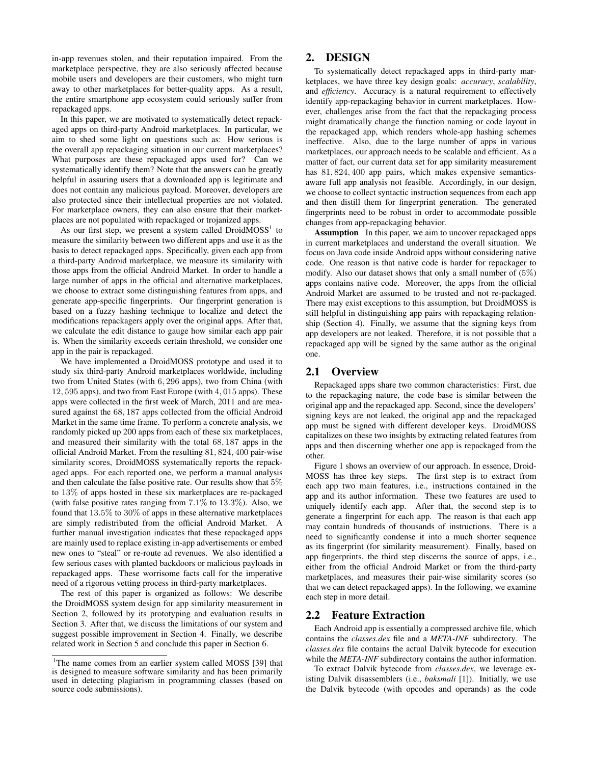in-app revenues stolen, and their reputation impaired. From the marketplace perspective, they are also seriously affected because mobile users and developers are their customers, who might turn away to other marketplaces for better-quality apps. As a result, the entire smartphone app ecosystem could seriously suffer from repackaged apps.

In this paper, we are motivated to systematically detect repackaged apps on third-party Android marketplaces. In particular, we aim to shed some light on questions such as: How serious is the overall app repackaging situation in our current marketplaces? What purposes are these repackaged apps used for? Can we systematically identify them? Note that the answers can be greatly helpful in assuring users that a downloaded app is legitimate and does not contain any malicious payload. Moreover, developers are also protected since their intellectual properties are not violated. For marketplace owners, they can also ensure that their marketplaces are not populated with repackaged or trojanized apps.

As our first step, we present a system called DroidMOSS[1] to measure the similarity between two different apps and use it as the basis to detect repackaged apps. Specifically, given each app from a third-party Android marketplace, we measure its similarity with those apps from the official Android Market. In order to handle a large number of apps in the official and alternative marketplaces, we choose to extract some distinguishing features from apps, and generate app-specific fingerprints. Our fingerprint generation is based on a fuzzy hashing technique to localize and detect the modifications repackagers apply over the original apps. After that, we calculate the edit distance to gauge how similar each app pair is. When the similarity exceeds certain threshold, we consider one app in the pair is repackaged.

We have implemented a DroidMOSS prototype and used it to study six third-party Android marketplaces worldwide, including two from United States (with $6,296$ apps), two from China (with $12,595$ apps), and two from East Europe (with $4,015$ apps). These apps were collected in the first week of March, 2011 and are measured against the $68,187$ apps collected from the official Android Market in the same time frame. To perform a concrete analysis, we randomly picked up 200 apps from each of these six marketplaces, and measured their similarity with the total $68,187$ apps in the official Android Market. From the resulting $81,824,400$ pair-wise similarity scores, DroidMOSS systematically reports the repackaged apps. For each reported one, we perform a manual analysis and then calculate the false positive rate. Our results show that $5\%$ to $13\%$ of apps hosted in these six marketplaces are re-packaged (with false positive rates ranging from $7.1\%$ to $13.3\%$). Also, we found that $13.5\%$ to $30\%$ of apps in these alternative marketplaces are simply redistributed from the official Android Market. A further manual investigation indicates that these repackaged apps are mainly used to replace existing in-app advertisements or embed new ones to "steal" or re-route ad revenues. We also identified a few serious cases with planted backdoors or malicious payloads in repackaged apps. These worrisome facts call for the imperative need of a rigorous vetting process in third-party marketplaces.

The rest of this paper is organized as follows: We describe the DroidMOSS system design for app similarity measurement in Section 2, followed by its prototyping and evaluation results in Section 3. After that, we discuss the limitations of our system and suggest possible improvement in Section 4. Finally, we describe related work in Section 5 and conclude this paper in Section 6.

[1]The name comes from an earlier system called MOSS [39] that is designed to measure software similarity and has been primarily used in detecting plagiarism in programming classes (based on source code submissions).

## 2. DESIGN

To systematically detect repackaged apps in third-party marketplaces, we have three key design goals: *accuracy*, *scalability*, and *efficiency*. Accuracy is a natural requirement to effectively identify app-repackaging behavior in current marketplaces. However, challenges arise from the fact that the repackaging process might dramatically change the function naming or code layout in the repackaged app, which renders whole-app hashing schemes ineffective. Also, due to the large number of apps in various marketplaces, our approach needs to be scalable and efficient. As a matter of fact, our current data set for app similarity measurement has $81,824,400$ app pairs, which makes expensive semantics-aware full app analysis not feasible. Accordingly, in our design, we choose to collect syntactic instruction sequences from each app and then distill them for fingerprint generation. The generated fingerprints need to be robust in order to accommodate possible changes from app-repackaging behavior.

**Assumption** In this paper, we aim to uncover repackaged apps in current marketplaces and understand the overall situation. We focus on Java code inside Android apps without considering native code. One reason is that native code is harder for repackager to modify. Also our dataset shows that only a small number of $(5\%)$ apps contains native code. Moreover, the apps from the official Android Market are assumed to be trusted and not re-packaged. There may exist exceptions to this assumption, but DroidMOSS is still helpful in distinguishing app pairs with repackaging relationship (Section 4). Finally, we assume that the signing keys from app developers are not leaked. Therefore, it is not possible that a repackaged app will be signed by the same author as the original one.

## 2.1 Overview

Repackaged apps share two common characteristics: First, due to the repackaging nature, the code base is similar between the original app and the repackaged app. Second, since the developers' signing keys are not leaked, the original app and the repackaged app must be signed with different developer keys. DroidMOSS capitalizes on these two insights by extracting related features from apps and then discerning whether one app is repackaged from the other.

Figure 1 shows an overview of our approach. In essence, DroidMOSS has three key steps. The first step is to extract from each app two main features, i.e., instructions contained in the app and its author information. These two features are used to uniquely identify each app. After that, the second step is to generate a fingerprint for each app. The reason is that each app may contain hundreds of thousands of instructions. There is a need to significantly condense it into a much shorter sequence as its fingerprint (for similarity measurement). Finally, based on app fingerprints, the third step discerns the source of apps, i.e., either from the official Android Market or from the third-party marketplaces, and measures their pair-wise similarity scores (so that we can detect repackaged apps). In the following, we examine each step in more detail.

## 2.2 Feature Extraction

Each Android app is essentially a compressed archive file, which contains the *classes.dex* file and a *META-INF* subdirectory. The *classes.dex* file contains the actual Dalvik bytecode for execution while the *META-INF* subdirectory contains the author information.

To extract Dalvik bytecode from *classes.dex*, we leverage existing Dalvik disassemblers (i.e., *baksmali* [1]). Initially, we use the Dalvik bytecode (with opcodes and operands) as the code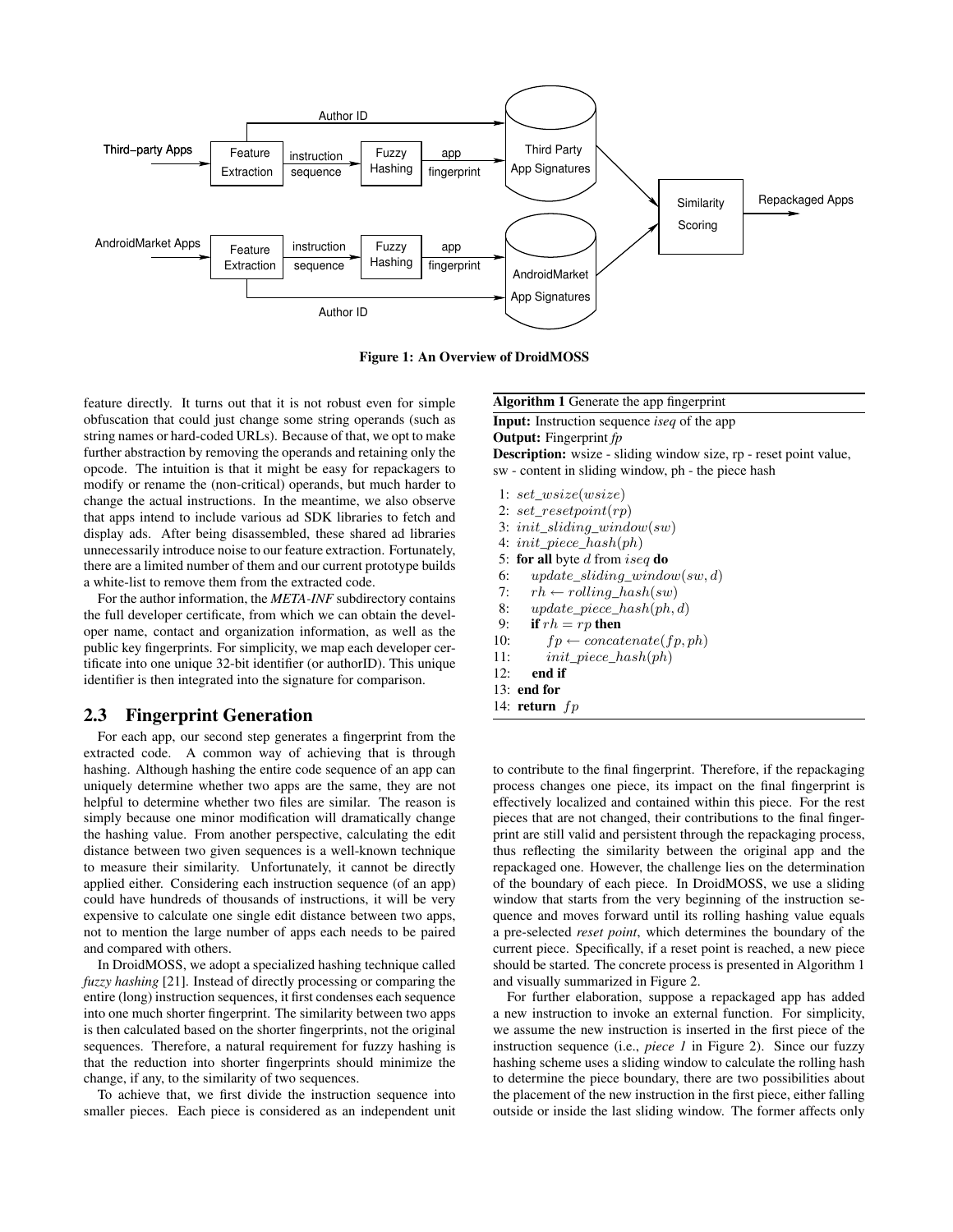**Figure 1: An Overview of DroidMOSS**

feature directly. It turns out that it is not robust even for simple obfuscation that could just change some string operands (such as string names or hard-coded URLs). Because of that, we opt to make further abstraction by removing the operands and retaining only the opcode. The intuition is that it might be easy for repackagers to modify or rename the (non-critical) operands, but much harder to change the actual instructions. In the meantime, we also observe that apps intend to include various ad SDK libraries to fetch and display ads. After being disassembled, these shared ad libraries unnecessarily introduce noise to our feature extraction. Fortunately, there are a limited number of them and our current prototype builds a white-list to remove them from the extracted code.

For the author information, the *META-INF* subdirectory contains the full developer certificate, from which we can obtain the developer name, contact and organization information, as well as the public key fingerprints. For simplicity, we map each developer certificate into one unique 32-bit identifier (or authorID). This unique identifier is then integrated into the signature for comparison.

## 2.3 Fingerprint Generation

For each app, our second step generates a fingerprint from the extracted code. A common way of achieving that is through hashing. Although hashing the entire code sequence of an app can uniquely determine whether two apps are the same, they are not helpful to determine whether two files are similar. The reason is simply because one minor modification will dramatically change the hashing value. From another perspective, calculating the edit distance between two given sequences is a well-known technique to measure their similarity. Unfortunately, it cannot be directly applied either. Considering each instruction sequence (of an app) could have hundreds of thousands of instructions, it will be very expensive to calculate one single edit distance between two apps, not to mention the large number of apps each needs to be paired and compared with others.

In DroidMOSS, we adopt a specialized hashing technique called *fuzzy hashing* [21]. Instead of directly processing or comparing the entire (long) instruction sequences, it first condenses each sequence into one much shorter fingerprint. The similarity between two apps is then calculated based on the shorter fingerprints, not the original sequences. Therefore, a natural requirement for fuzzy hashing is that the reduction into shorter fingerprints should minimize the change, if any, to the similarity of two sequences.

To achieve that, we first divide the instruction sequence into smaller pieces. Each piece is considered as an independent unit

**Algorithm 1** Generate the app fingerprint

**Input:** Instruction sequence *iseq* of the app
**Output:** Fingerprint *fp*
**Description:** wsize - sliding window size, rp - reset point value, sw - content in sliding window, ph - the piece hash

```
 1: set_wsize(wsize)
 2: set_resetpoint(rp)
 3: init_sliding_window(sw)
 4: init_piece_hash(ph)
 5: for all byte d from iseq do
 6:     update_sliding_window(sw, d)
 7:     rh ← rolling_hash(sw)
 8:     update_piece_hash(ph, d)
 9:     if rh = rp then
10:         fp ← concatenate(fp, ph)
11:         init_piece_hash(ph)
12:     end if
13: end for
14: return fp
```

to contribute to the final fingerprint. Therefore, if the repackaging process changes one piece, its impact on the final fingerprint is effectively localized and contained within this piece. For the rest pieces that are not changed, their contributions to the final fingerprint are still valid and persistent through the repackaging process, thus reflecting the similarity between the original app and the repackaged one. However, the challenge lies on the determination of the boundary of each piece. In DroidMOSS, we use a sliding window that starts from the very beginning of the instruction sequence and moves forward until its rolling hashing value equals a pre-selected *reset point*, which determines the boundary of the current piece. Specifically, if a reset point is reached, a new piece should be started. The concrete process is presented in Algorithm 1 and visually summarized in Figure 2.

For further elaboration, suppose a repackaged app has added a new instruction to invoke an external function. For simplicity, we assume the new instruction is inserted in the first piece of the instruction sequence (i.e., *piece 1* in Figure 2). Since our fuzzy hashing scheme uses a sliding window to calculate the rolling hash to determine the piece boundary, there are two possibilities about the placement of the new instruction in the first piece, either falling outside or inside the last sliding window. The former affects only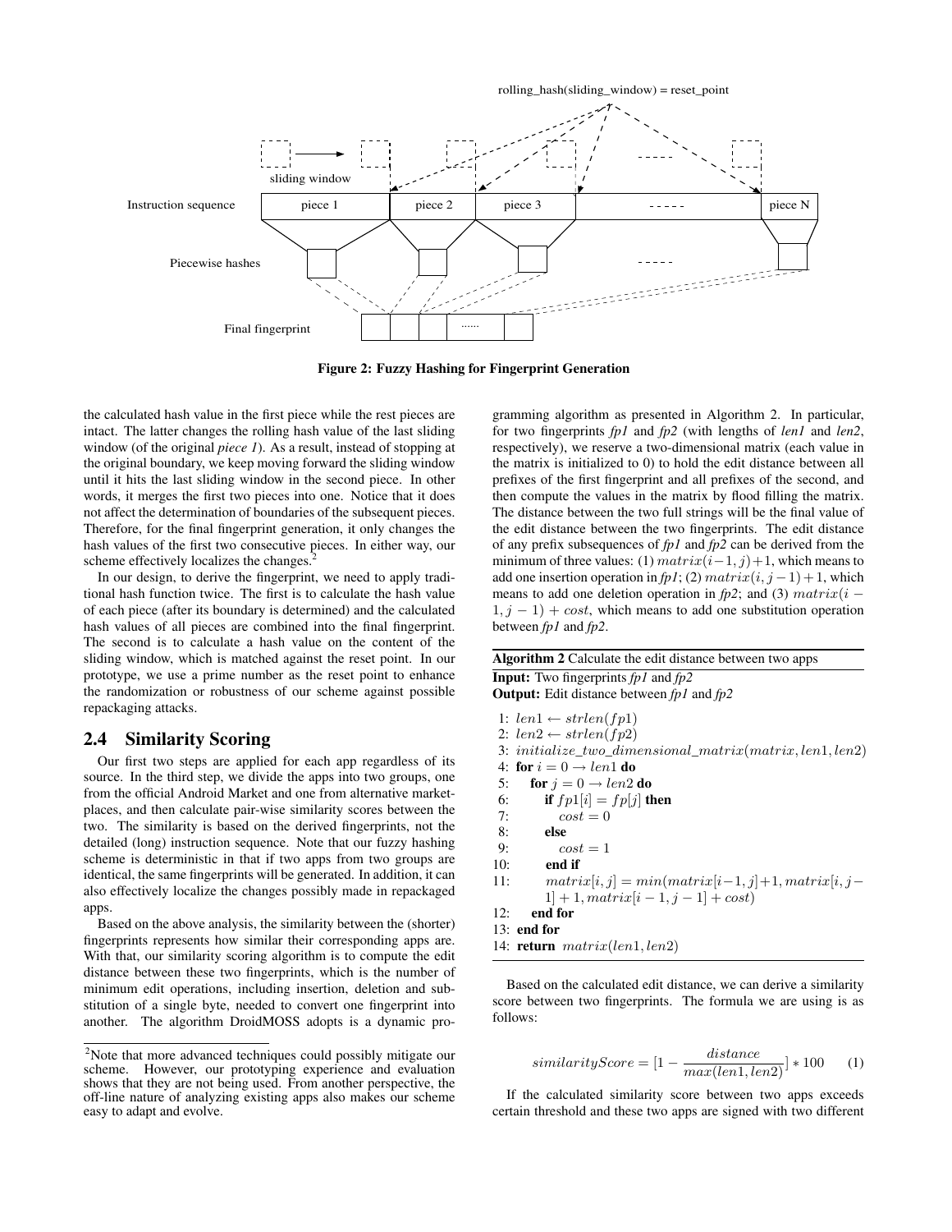Figure 2: Fuzzy Hashing for Fingerprint Generation

the calculated hash value in the first piece while the rest pieces are intact. The latter changes the rolling hash value of the last sliding window (of the original *piece 1*). As a result, instead of stopping at the original boundary, we keep moving forward the sliding window until it hits the last sliding window in the second piece. In other words, it merges the first two pieces into one. Notice that it does not affect the determination of boundaries of the subsequent pieces. Therefore, for the final fingerprint generation, it only changes the hash values of the first two consecutive pieces. In either way, our scheme effectively localizes the changes.[2]

In our design, to derive the fingerprint, we need to apply traditional hash function twice. The first is to calculate the hash value of each piece (after its boundary is determined) and the calculated hash values of all pieces are combined into the final fingerprint. The second is to calculate a hash value on the content of the sliding window, which is matched against the reset point. In our prototype, we use a prime number as the reset point to enhance the randomization or robustness of our scheme against possible repackaging attacks.

## 2.4 Similarity Scoring

Our first two steps are applied for each app regardless of its source. In the third step, we divide the apps into two groups, one from the official Android Market and one from alternative marketplaces, and then calculate pair-wise similarity scores between the two. The similarity is based on the derived fingerprints, not the detailed (long) instruction sequence. Note that our fuzzy hashing scheme is deterministic in that if two apps from two groups are identical, the same fingerprints will be generated. In addition, it can also effectively localize the changes possibly made in repackaged apps.

Based on the above analysis, the similarity between the (shorter) fingerprints represents how similar their corresponding apps are. With that, our similarity scoring algorithm is to compute the edit distance between these two fingerprints, which is the number of minimum edit operations, including insertion, deletion and substitution of a single byte, needed to convert one fingerprint into another. The algorithm DroidMOSS adopts is a dynamic programming algorithm as presented in Algorithm 2. In particular, for two fingerprints *fp1* and *fp2* (with lengths of *len1* and *len2*, respectively), we reserve a two-dimensional matrix (each value in the matrix is initialized to 0) to hold the edit distance between all prefixes of the first fingerprint and all prefixes of the second, and then compute the values in the matrix by flood filling the matrix. The distance between the two full strings will be the final value of the edit distance between the two fingerprints. The edit distance of any prefix subsequences of *fp1* and *fp2* can be derived from the minimum of three values: (1) $matrix(i-1, j)+1$, which means to add one insertion operation in *fp1*; (2) $matrix(i, j-1)+1$, which means to add one deletion operation in *fp2*; and (3) $matrix(i-1, j-1) + cost$, which means to add one substitution operation between *fp1* and *fp2*.

**Algorithm 2** Calculate the edit distance between two apps

**Input:** Two fingerprints *fp1* and *fp2*

**Output:** Edit distance between *fp1* and *fp2*

```
1: len1 ← strlen(fp1)
2: len2 ← strlen(fp2)
3: initialize_two_dimensional_matrix(matrix, len1, len2)
4: for i = 0 → len1 do
5:    for j = 0 → len2 do
6:       if fp1[i] = fp[j] then
7:          cost = 0
8:       else
9:          cost = 1
10:      end if
11:      matrix[i, j] = min(matrix[i−1, j]+1, matrix[i, j−1]+1, matrix[i−1, j−1] + cost)
12:   end for
13: end for
14: return matrix(len1, len2)
```

Based on the calculated edit distance, we can derive a similarity score between two fingerprints. The formula we are using is as follows:

$$similarityScore = [1 - \frac{distance}{max(len1, len2)}] * 100 \quad (1)$$

If the calculated similarity score between two apps exceeds certain threshold and these two apps are signed with two different

[2]Note that more advanced techniques could possibly mitigate our scheme. However, our prototyping experience and evaluation shows that they are not being used. From another perspective, the off-line nature of analyzing existing apps also makes our scheme easy to adapt and evolve.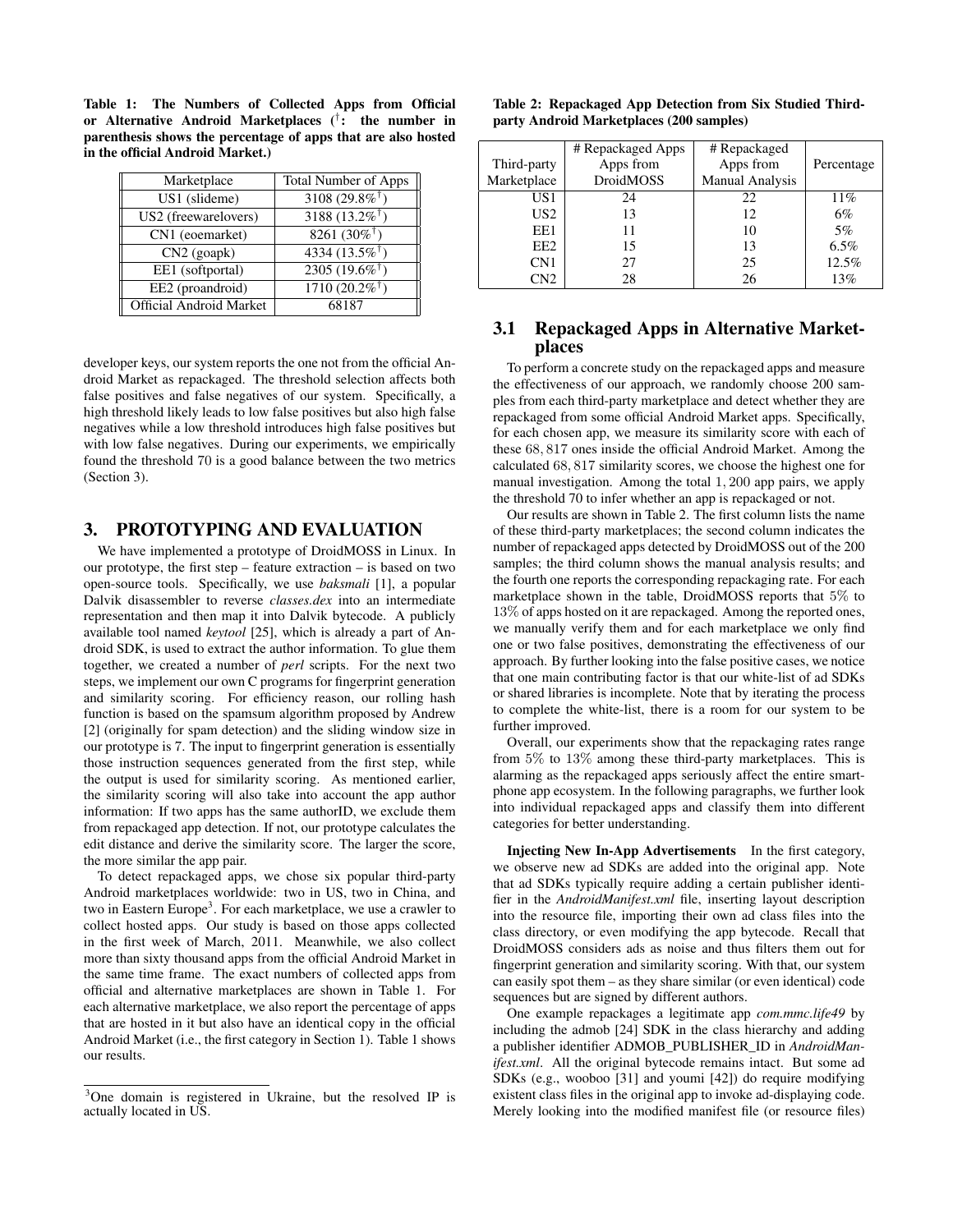**Table 1: The Numbers of Collected Apps from Official or Alternative Android Marketplaces (†: the number in parenthesis shows the percentage of apps that are also hosted in the official Android Market.)**

| Marketplace | Total Number of Apps |
|---|---|
| US1 (slideme) | 3108 (29.8%†) |
| US2 (freewarelovers) | 3188 (13.2%†) |
| CN1 (eoemarket) | 8261 (30%†) |
| CN2 (goapk) | 4334 (13.5%†) |
| EE1 (softportal) | 2305 (19.6%†) |
| EE2 (proandroid) | 1710 (20.2%†) |
| Official Android Market | 68187 |

developer keys, our system reports the one not from the official Android Market as repackaged. The threshold selection affects both false positives and false negatives of our system. Specifically, a high threshold likely leads to low false positives but also high false negatives while a low threshold introduces high false positives but with low false negatives. During our experiments, we empirically found the threshold 70 is a good balance between the two metrics (Section 3).

# 3. PROTOTYPING AND EVALUATION

We have implemented a prototype of DroidMOSS in Linux. In our prototype, the first step – feature extraction – is based on two open-source tools. Specifically, we use *baksmali* [1], a popular Dalvik disassembler to reverse *classes.dex* into an intermediate representation and then map it into Dalvik bytecode. A publicly available tool named *keytool* [25], which is already a part of Android SDK, is used to extract the author information. To glue them together, we created a number of *perl* scripts. For the next two steps, we implement our own C programs for fingerprint generation and similarity scoring. For efficiency reason, our rolling hash function is based on the spamsum algorithm proposed by Andrew [2] (originally for spam detection) and the sliding window size in our prototype is 7. The input to fingerprint generation is essentially those instruction sequences generated from the first step, while the output is used for similarity scoring. As mentioned earlier, the similarity scoring will also take into account the app author information: If two apps has the same authorID, we exclude them from repackaged app detection. If not, our prototype calculates the edit distance and derive the similarity score. The larger the score, the more similar the app pair.

To detect repackaged apps, we chose six popular third-party Android marketplaces worldwide: two in US, two in China, and two in Eastern Europe[3]. For each marketplace, we use a crawler to collect hosted apps. Our study is based on those apps collected in the first week of March, 2011. Meanwhile, we also collect more than sixty thousand apps from the official Android Market in the same time frame. The exact numbers of collected apps from official and alternative marketplaces are shown in Table 1. For each alternative marketplace, we also report the percentage of apps that are hosted in it but also have an identical copy in the official Android Market (i.e., the first category in Section 1). Table 1 shows our results.

[3] One domain is registered in Ukraine, but the resolved IP is actually located in US.

**Table 2: Repackaged App Detection from Six Studied Third-party Android Marketplaces (200 samples)**

| Third-party Marketplace | # Repackaged Apps Apps from DroidMOSS | # Repackaged Apps from Manual Analysis | Percentage |
|---|---|---|---|
| US1 | 24 | 22 | 11% |
| US2 | 13 | 12 | 6% |
| EE1 | 11 | 10 | 5% |
| EE2 | 15 | 13 | 6.5% |
| CN1 | 27 | 25 | 12.5% |
| CN2 | 28 | 26 | 13% |

## 3.1 Repackaged Apps in Alternative Marketplaces

To perform a concrete study on the repackaged apps and measure the effectiveness of our approach, we randomly choose 200 samples from each third-party marketplace and detect whether they are repackaged from some official Android Market apps. Specifically, for each chosen app, we measure its similarity score with each of these $68,817$ ones inside the official Android Market. Among the calculated $68,817$ similarity scores, we choose the highest one for manual investigation. Among the total $1,200$ app pairs, we apply the threshold 70 to infer whether an app is repackaged or not.

Our results are shown in Table 2. The first column lists the name of these third-party marketplaces; the second column indicates the number of repackaged apps detected by DroidMOSS out of the 200 samples; the third column shows the manual analysis results; and the fourth one reports the corresponding repackaging rate. For each marketplace shown in the table, DroidMOSS reports that $5\%$ to $13\%$ of apps hosted on it are repackaged. Among the reported ones, we manually verify them and for each marketplace we only find one or two false positives, demonstrating the effectiveness of our approach. By further looking into the false positive cases, we notice that one main contributing factor is that our white-list of ad SDKs or shared libraries is incomplete. Note that by iterating the process to complete the white-list, there is a room for our system to be further improved.

Overall, our experiments show that the repackaging rates range from $5\%$ to $13\%$ among these third-party marketplaces. This is alarming as the repackaged apps seriously affect the entire smartphone app ecosystem. In the following paragraphs, we further look into individual repackaged apps and classify them into different categories for better understanding.

**Injecting New In-App Advertisements** In the first category, we observe new ad SDKs are added into the original app. Note that ad SDKs typically require adding a certain publisher identifier in the *AndroidManifest.xml* file, inserting layout description into the resource file, importing their own ad class files into the class directory, or even modifying the app bytecode. Recall that DroidMOSS considers ads as noise and thus filters them out for fingerprint generation and similarity scoring. With that, our system can easily spot them – as they share similar (or even identical) code sequences but are signed by different authors.

One example repackages a legitimate app *com.mmc.life49* by including the admob [24] SDK in the class hierarchy and adding a publisher identifier ADMOB_PUBLISHER_ID in *AndroidManifest.xml*. All the original bytecode remains intact. But some ad SDKs (e.g., wooboo [31] and youmi [42]) do require modifying existent class files in the original app to invoke ad-displaying code. Merely looking into the modified manifest file (or resource files)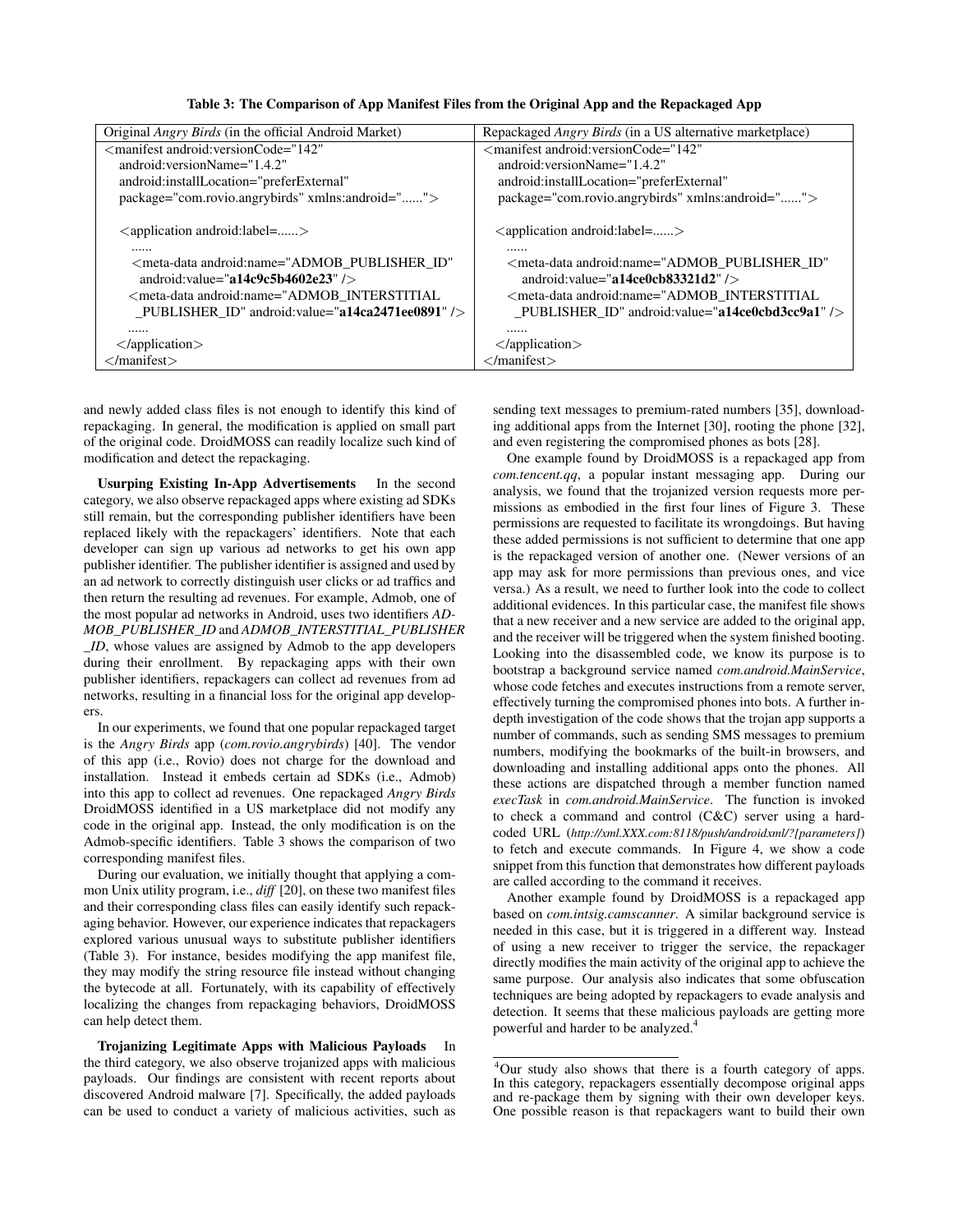**Table 3: The Comparison of App Manifest Files from the Original App and the Repackaged App**

| Original *Angry Birds* (in the official Android Market) | Repackaged *Angry Birds* (in a US alternative marketplace) |
|---|---|
| <manifest android:versionCode="142" | <manifest android:versionCode="142" |
| android:versionName="1.4.2" | android:versionName="1.4.2" |
| android:installLocation="preferExternal" | android:installLocation="preferExternal" |
| package="com.rovio.angrybirds" xmlns:android="......"> | package="com.rovio.angrybirds" xmlns:android="......"> |
| <application android:label=......> | <application android:label=......> |
| ...... | ...... |
| <meta-data android:name="ADMOB_PUBLISHER_ID" android:value="**a14c9c5b4602e23**" /> | <meta-data android:name="ADMOB_PUBLISHER_ID" android:value="**a14ce0cb83321d2**" /> |
| <meta-data android:name="ADMOB_INTERSTITIAL _PUBLISHER_ID" android:value="**a14ca2471ee0891**" /> | <meta-data android:name="ADMOB_INTERSTITIAL _PUBLISHER_ID" android:value="**a14ce0cbd3cc9a1**" /> |
| ...... | ...... |
| </application> | </application> |
| </manifest> | </manifest> |

and newly added class files is not enough to identify this kind of repackaging. In general, the modification is applied on small part of the original code. DroidMOSS can readily localize such kind of modification and detect the repackaging.

**Usurping Existing In-App Advertisements** In the second category, we also observe repackaged apps where existing ad SDKs still remain, but the corresponding publisher identifiers have been replaced likely with the repackagers' identifiers. Note that each developer can sign up various ad networks to get his own app publisher identifier. The publisher identifier is assigned and used by an ad network to correctly distinguish user clicks or ad traffics and then return the resulting ad revenues. For example, Admob, one of the most popular ad networks in Android, uses two identifiers *ADMOB_PUBLISHER_ID* and *ADMOB_INTERSTITIAL_PUBLISHER_ID*, whose values are assigned by Admob to the app developers during their enrollment. By repackaging apps with their own publisher identifiers, repackagers can collect ad revenues from ad networks, resulting in a financial loss for the original app developers.

In our experiments, we found that one popular repackaged target is the *Angry Birds* app (*com.rovio.angrybirds*) [40]. The vendor of this app (i.e., Rovio) does not charge for the download and installation. Instead it embeds certain ad SDKs (i.e., Admob) into this app to collect ad revenues. One repackaged *Angry Birds* DroidMOSS identified in a US marketplace did not modify any code in the original app. Instead, the only modification is on the Admob-specific identifiers. Table 3 shows the comparison of two corresponding manifest files.

During our evaluation, we initially thought that applying a common Unix utility program, i.e., *diff* [20], on these two manifest files and their corresponding class files can easily identify such repackaging behavior. However, our experience indicates that repackagers explored various unusual ways to substitute publisher identifiers (Table 3). For instance, besides modifying the app manifest file, they may modify the string resource file instead without changing the bytecode at all. Fortunately, with its capability of effectively localizing the changes from repackaging behaviors, DroidMOSS can help detect them.

**Trojanizing Legitimate Apps with Malicious Payloads** In the third category, we also observe trojanized apps with malicious payloads. Our findings are consistent with recent reports about discovered Android malware [7]. Specifically, the added payloads can be used to conduct a variety of malicious activities, such as sending text messages to premium-rated numbers [35], downloading additional apps from the Internet [30], rooting the phone [32], and even registering the compromised phones as bots [28].

One example found by DroidMOSS is a repackaged app from *com.tencent.qq*, a popular instant messaging app. During our analysis, we found that the trojanized version requests more permissions as embodied in the first four lines of Figure 3. These permissions are requested to facilitate its wrongdoings. But having these added permissions is not sufficient to determine that one app is the repackaged version of another one. (Newer versions of an app may ask for more permissions than previous ones, and vice versa.) As a result, we need to further look into the code to collect additional evidences. In this particular case, the manifest file shows that a new receiver and a new service are added to the original app, and the receiver will be triggered when the system finished booting. Looking into the disassembled code, we know its purpose is to bootstrap a background service named *com.android.MainService*, whose code fetches and executes instructions from a remote server, effectively turning the compromised phones into bots. A further in-depth investigation of the code shows that the trojan app supports a number of commands, such as sending SMS messages to premium numbers, modifying the bookmarks of the built-in browsers, and downloading and installing additional apps onto the phones. All these actions are dispatched through a member function named *execTask* in *com.android.MainService*. The function is invoked to check a command and control (C&C) server using a hard-coded URL (*http://xml.XXX.com:8118/push/androidxml/?[parameters]*) to fetch and execute commands. In Figure 4, we show a code snippet from this function that demonstrates how different payloads are called according to the command it receives.

Another example found by DroidMOSS is a repackaged app based on *com.intsig.camscanner*. A similar background service is needed in this case, but it is triggered in a different way. Instead of using a new receiver to trigger the service, the repackager directly modifies the main activity of the original app to achieve the same purpose. Our analysis also indicates that some obfuscation techniques are being adopted by repackagers to evade analysis and detection. It seems that these malicious payloads are getting more powerful and harder to be analyzed.[4]

[4]Our study also shows that there is a fourth category of apps. In this category, repackagers essentially decompose original apps and re-package them by signing with their own developer keys. One possible reason is that repackagers want to build their own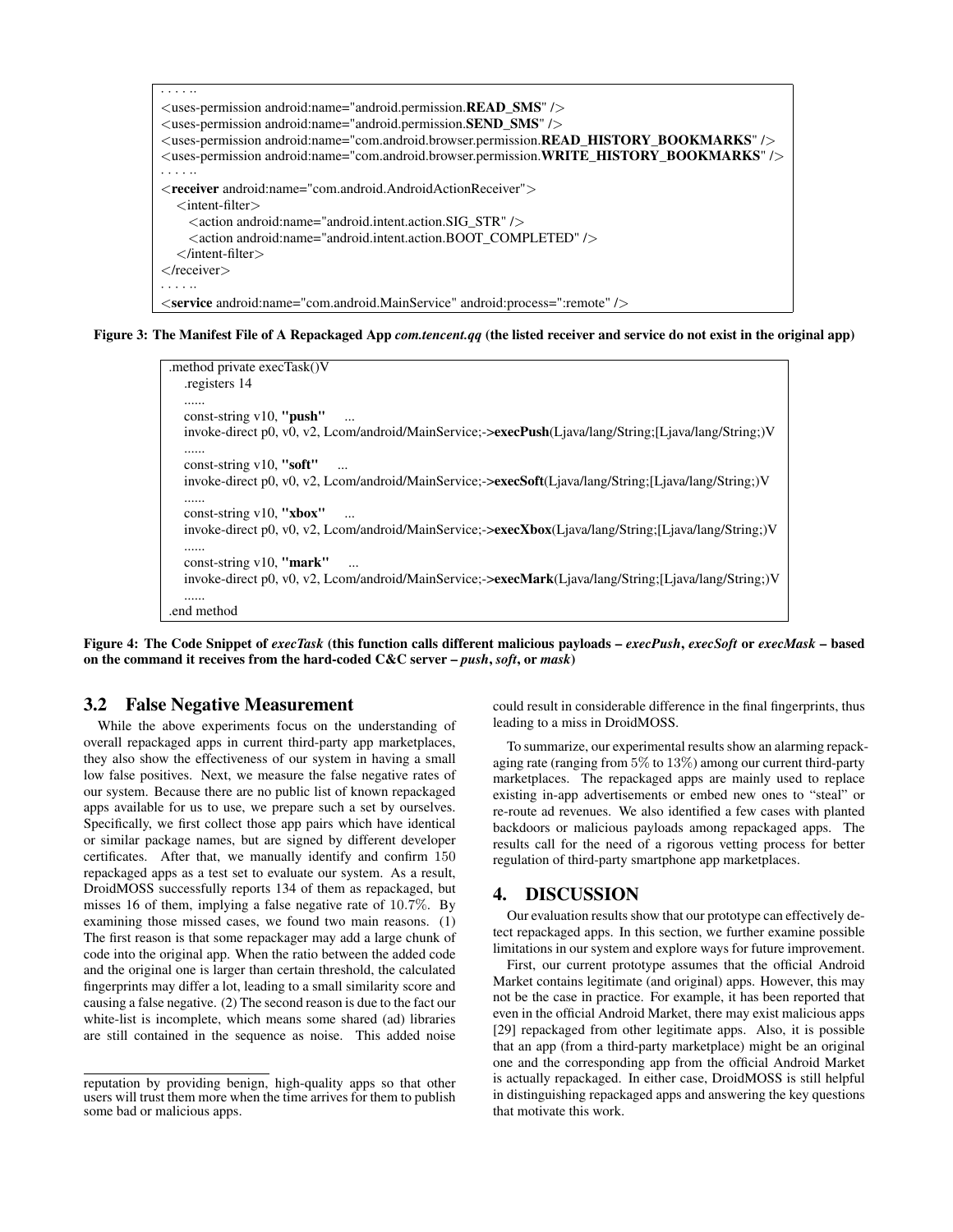```
. . . . ..
<uses-permission android:name="android.permission.READ_SMS" />
<uses-permission android:name="android.permission.SEND_SMS" />
<uses-permission android:name="com.android.browser.permission.READ_HISTORY_BOOKMARKS" />
<uses-permission android:name="com.android.browser.permission.WRITE_HISTORY_BOOKMARKS" />
. . . . ..
<receiver android:name="com.android.AndroidActionReceiver">
  <intent-filter>
    <action android:name="android.intent.action.SIG_STR" />
    <action android:name="android.intent.action.BOOT_COMPLETED" />
  </intent-filter>
</receiver>
. . . . ..
<service android:name="com.android.MainService" android:process=":remote" />
```

**Figure 3: The Manifest File of A Repackaged App *com.tencent.qq* (the listed receiver and service do not exist in the original app)**

```
.method private execTask()V
    .registers 14
    ......
    const-string v10, "push"    ...
    invoke-direct p0, v0, v2, Lcom/android/MainService;->execPush(Ljava/lang/String;[Ljava/lang/String;)V
    ......
    const-string v10, "soft"    ...
    invoke-direct p0, v0, v2, Lcom/android/MainService;->execSoft(Ljava/lang/String;[Ljava/lang/String;)V
    ......
    const-string v10, "xbox"    ...
    invoke-direct p0, v0, v2, Lcom/android/MainService;->execXbox(Ljava/lang/String;[Ljava/lang/String;)V
    ......
    const-string v10, "mark"    ...
    invoke-direct p0, v0, v2, Lcom/android/MainService;->execMark(Ljava/lang/String;[Ljava/lang/String;)V
    ......
.end method
```

**Figure 4: The Code Snippet of *execTask* (this function calls different malicious payloads – *execPush*, *execSoft* or *execMask* – based on the command it receives from the hard-coded C&C server – *push*, *soft*, or *mask*)**

### 3.2 False Negative Measurement

While the above experiments focus on the understanding of overall repackaged apps in current third-party app marketplaces, they also show the effectiveness of our system in having a small low false positives. Next, we measure the false negative rates of our system. Because there are no public list of known repackaged apps available for us to use, we prepare such a set by ourselves. Specifically, we first collect those app pairs which have identical or similar package names, but are signed by different developer certificates. After that, we manually identify and confirm 150 repackaged apps as a test set to evaluate our system. As a result, DroidMOSS successfully reports 134 of them as repackaged, but misses 16 of them, implying a false negative rate of 10.7%. By examining those missed cases, we found two main reasons. (1) The first reason is that some repackager may add a large chunk of code into the original app. When the ratio between the added code and the original one is larger than certain threshold, the calculated fingerprints may differ a lot, leading to a small similarity score and causing a false negative. (2) The second reason is due to the fact our white-list is incomplete, which means some shared (ad) libraries are still contained in the sequence as noise. This added noise could result in considerable difference in the final fingerprints, thus leading to a miss in DroidMOSS.

To summarize, our experimental results show an alarming repackaging rate (ranging from 5% to 13%) among our current third-party marketplaces. The repackaged apps are mainly used to replace existing in-app advertisements or embed new ones to "steal" or re-route ad revenues. We also identified a few cases with planted backdoors or malicious payloads among repackaged apps. The results call for the need of a rigorous vetting process for better regulation of third-party smartphone app marketplaces.

## 4. DISCUSSION

Our evaluation results show that our prototype can effectively detect repackaged apps. In this section, we further examine possible limitations in our system and explore ways for future improvement.

First, our current prototype assumes that the official Android Market contains legitimate (and original) apps. However, this may not be the case in practice. For example, it has been reported that even in the official Android Market, there may exist malicious apps [29] repackaged from other legitimate apps. Also, it is possible that an app (from a third-party marketplace) might be an original one and the corresponding app from the official Android Market is actually repackaged. In either case, DroidMOSS is still helpful in distinguishing repackaged apps and answering the key questions that motivate this work.

---

reputation by providing benign, high-quality apps so that other users will trust them more when the time arrives for them to publish some bad or malicious apps.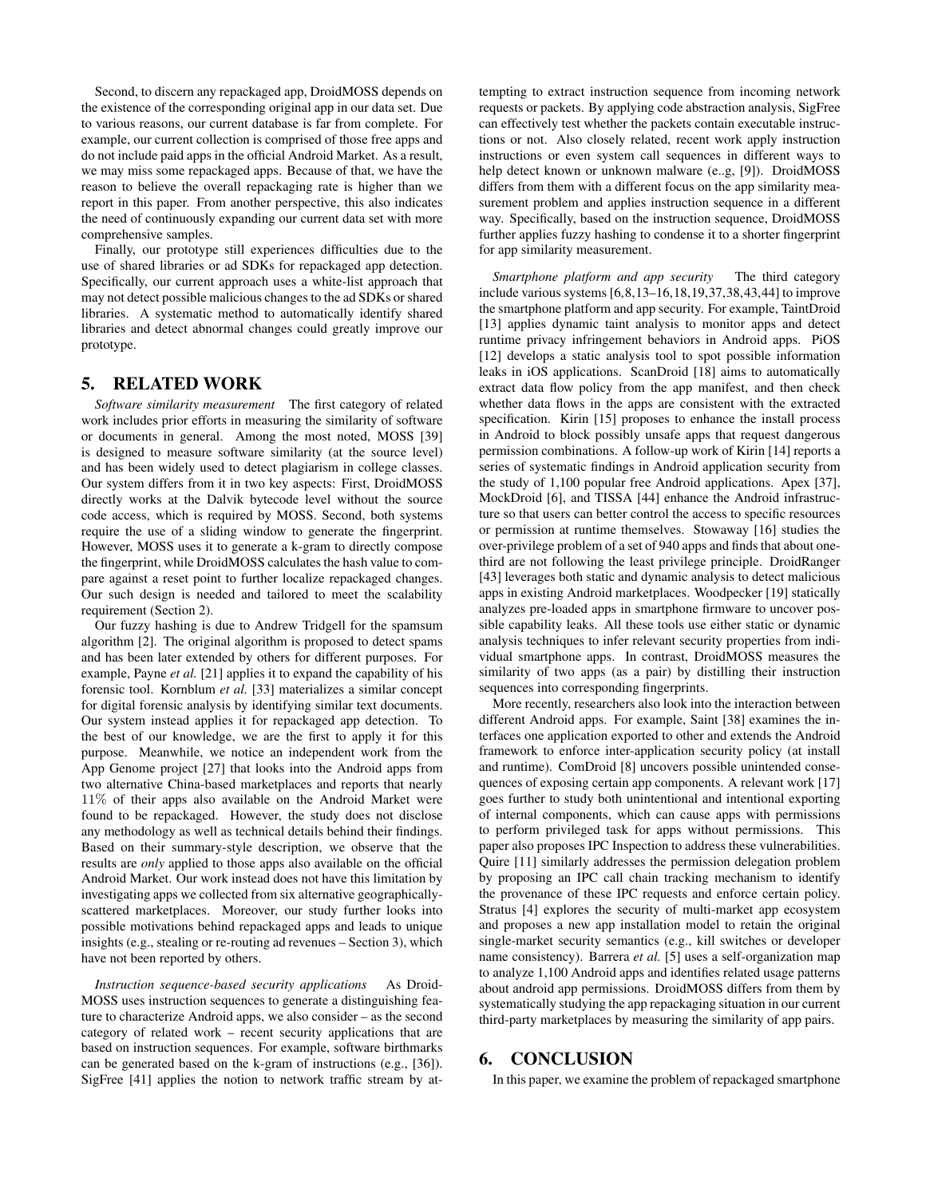Second, to discern any repackaged app, DroidMOSS depends on the existence of the corresponding original app in our data set. Due to various reasons, our current database is far from complete. For example, our current collection is comprised of those free apps and do not include paid apps in the official Android Market. As a result, we may miss some repackaged apps. Because of that, we have the reason to believe the overall repackaging rate is higher than we report in this paper. From another perspective, this also indicates the need of continuously expanding our current data set with more comprehensive samples.

Finally, our prototype still experiences difficulties due to the use of shared libraries or ad SDKs for repackaged app detection. Specifically, our current approach uses a white-list approach that may not detect possible malicious changes to the ad SDKs or shared libraries. A systematic method to automatically identify shared libraries and detect abnormal changes could greatly improve our prototype.

## 5. RELATED WORK

*Software similarity measurement* The first category of related work includes prior efforts in measuring the similarity of software or documents in general. Among the most noted, MOSS [39] is designed to measure software similarity (at the source level) and has been widely used to detect plagiarism in college classes. Our system differs from it in two key aspects: First, DroidMOSS directly works at the Dalvik bytecode level without the source code access, which is required by MOSS. Second, both systems require the use of a sliding window to generate the fingerprint. However, MOSS uses it to generate a k-gram to directly compose the fingerprint, while DroidMOSS calculates the hash value to compare against a reset point to further localize repackaged changes. Our such design is needed and tailored to meet the scalability requirement (Section 2).

Our fuzzy hashing is due to Andrew Tridgell for the spamsum algorithm [2]. The original algorithm is proposed to detect spams and has been later extended by others for different purposes. For example, Payne *et al.* [21] applies it to expand the capability of his forensic tool. Kornblum *et al.* [33] materializes a similar concept for digital forensic analysis by identifying similar text documents. Our system instead applies it for repackaged app detection. To the best of our knowledge, we are the first to apply it for this purpose. Meanwhile, we notice an independent work from the App Genome project [27] that looks into the Android apps from two alternative China-based marketplaces and reports that nearly 11% of their apps also available on the Android Market were found to be repackaged. However, the study does not disclose any methodology as well as technical details behind their findings. Based on their summary-style description, we observe that the results are *only* applied to those apps also available on the official Android Market. Our work instead does not have this limitation by investigating apps we collected from six alternative geographically-scattered marketplaces. Moreover, our study further looks into possible motivations behind repackaged apps and leads to unique insights (e.g., stealing or re-routing ad revenues – Section 3), which have not been reported by others.

*Instruction sequence-based security applications* As DroidMOSS uses instruction sequences to generate a distinguishing feature to characterize Android apps, we also consider – as the second category of related work – recent security applications that are based on instruction sequences. For example, software birthmarks can be generated based on the k-gram of instructions (e.g., [36]). SigFree [41] applies the notion to network traffic stream by attempting to extract instruction sequence from incoming network requests or packets. By applying code abstraction analysis, SigFree can effectively test whether the packets contain executable instructions or not. Also closely related, recent work apply instruction instructions or even system call sequences in different ways to help detect known or unknown malware (e..g, [9]). DroidMOSS differs from them with a different focus on the app similarity measurement problem and applies instruction sequence in a different way. Specifically, based on the instruction sequence, DroidMOSS further applies fuzzy hashing to condense it to a shorter fingerprint for app similarity measurement.

*Smartphone platform and app security* The third category include various systems [6,8,13–16,18,19,37,38,43,44] to improve the smartphone platform and app security. For example, TaintDroid [13] applies dynamic taint analysis to monitor apps and detect runtime privacy infringement behaviors in Android apps. PiOS [12] develops a static analysis tool to spot possible information leaks in iOS applications. ScanDroid [18] aims to automatically extract data flow policy from the app manifest, and then check whether data flows in the apps are consistent with the extracted specification. Kirin [15] proposes to enhance the install process in Android to block possibly unsafe apps that request dangerous permission combinations. A follow-up work of Kirin [14] reports a series of systematic findings in Android application security from the study of 1,100 popular free Android applications. Apex [37], MockDroid [6], and TISSA [44] enhance the Android infrastructure so that users can better control the access to specific resources or permission at runtime themselves. Stowaway [16] studies the over-privilege problem of a set of 940 apps and finds that about one-third are not following the least privilege principle. DroidRanger [43] leverages both static and dynamic analysis to detect malicious apps in existing Android marketplaces. Woodpecker [19] statically analyzes pre-loaded apps in smartphone firmware to uncover possible capability leaks. All these tools use either static or dynamic analysis techniques to infer relevant security properties from individual smartphone apps. In contrast, DroidMOSS measures the similarity of two apps (as a pair) by distilling their instruction sequences into corresponding fingerprints.

More recently, researchers also look into the interaction between different Android apps. For example, Saint [38] examines the interfaces one application exported to other and extends the Android framework to enforce inter-application security policy (at install and runtime). ComDroid [8] uncovers possible unintended consequences of exposing certain app components. A relevant work [17] goes further to study both unintentional and intentional exporting of internal components, which can cause apps with permissions to perform privileged task for apps without permissions. This paper also proposes IPC Inspection to address these vulnerabilities. Quire [11] similarly addresses the permission delegation problem by proposing an IPC call chain tracking mechanism to identify the provenance of these IPC requests and enforce certain policy. Stratus [4] explores the security of multi-market app ecosystem and proposes a new app installation model to retain the original single-market security semantics (e.g., kill switches or developer name consistency). Barrera *et al.* [5] uses a self-organization map to analyze 1,100 Android apps and identifies related usage patterns about android app permissions. DroidMOSS differs from them by systematically studying the app repackaging situation in our current third-party marketplaces by measuring the similarity of app pairs.

## 6. CONCLUSION

In this paper, we examine the problem of repackaged smartphone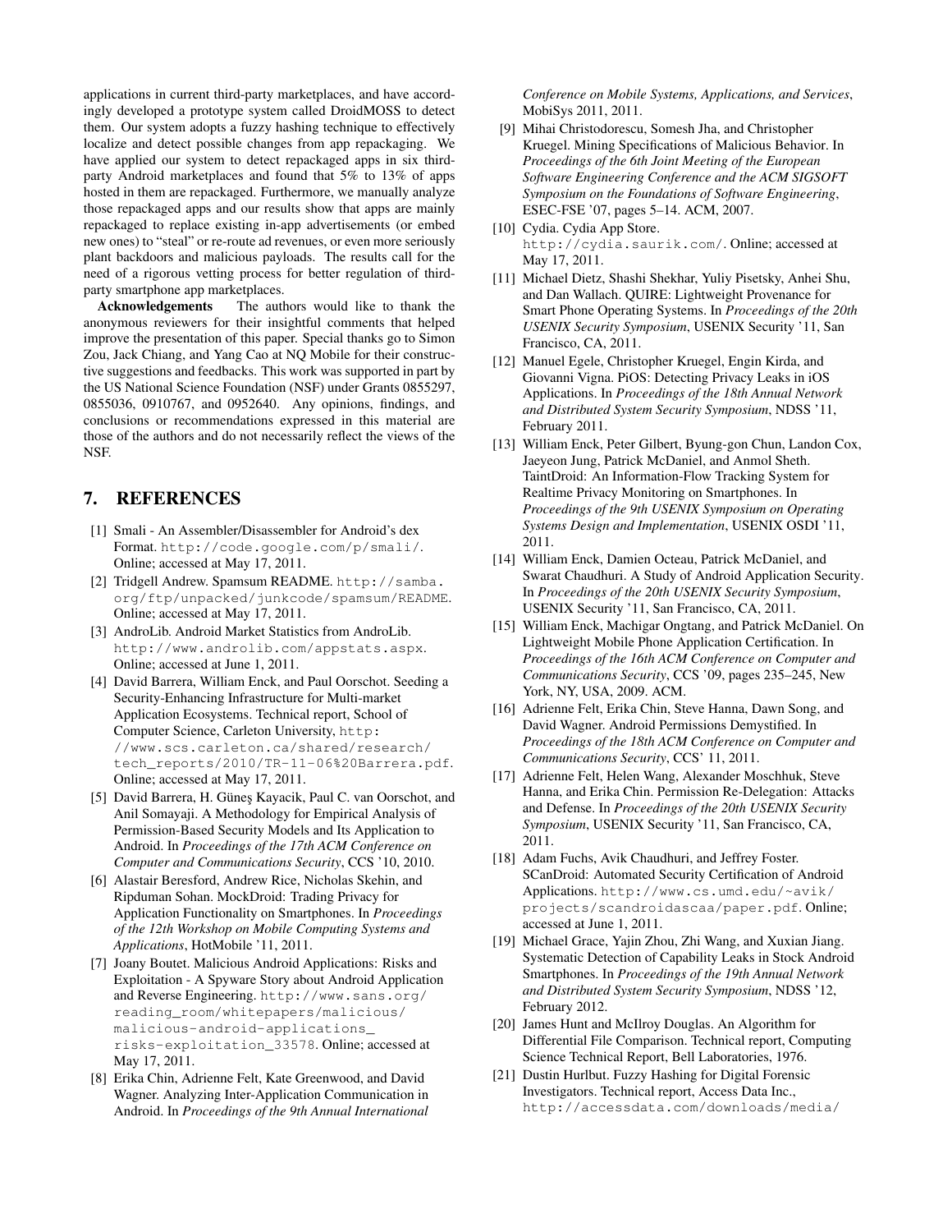applications in current third-party marketplaces, and have accordingly developed a prototype system called DroidMOSS to detect them. Our system adopts a fuzzy hashing technique to effectively localize and detect possible changes from app repackaging. We have applied our system to detect repackaged apps in six third-party Android marketplaces and found that 5% to 13% of apps hosted in them are repackaged. Furthermore, we manually analyze those repackaged apps and our results show that apps are mainly repackaged to replace existing in-app advertisements (or embed new ones) to "steal" or re-route ad revenues, or even more seriously plant backdoors and malicious payloads. The results call for the need of a rigorous vetting process for better regulation of third-party smartphone app marketplaces.

**Acknowledgements** The authors would like to thank the anonymous reviewers for their insightful comments that helped improve the presentation of this paper. Special thanks go to Simon Zou, Jack Chiang, and Yang Cao at NQ Mobile for their constructive suggestions and feedbacks. This work was supported in part by the US National Science Foundation (NSF) under Grants 0855297, 0855036, 0910767, and 0952640. Any opinions, findings, and conclusions or recommendations expressed in this material are those of the authors and do not necessarily reflect the views of the NSF.

## 7. REFERENCES

[1] Smali - An Assembler/Disassembler for Android's dex Format. http://code.google.com/p/smali/. Online; accessed at May 17, 2011.

[2] Tridgell Andrew. Spamsum README. http://samba.org/ftp/unpacked/junkcode/spamsum/README. Online; accessed at May 17, 2011.

[3] AndroLib. Android Market Statistics from AndroLib. http://www.androlib.com/appstats.aspx. Online; accessed at June 1, 2011.

[4] David Barrera, William Enck, and Paul Oorschot. Seeding a Security-Enhancing Infrastructure for Multi-market Application Ecosystems. Technical report, School of Computer Science, Carleton University, http://www.scs.carleton.ca/shared/research/tech_reports/2010/TR-11-06%20Barrera.pdf. Online; accessed at May 17, 2011.

[5] David Barrera, H. Güneş Kayacik, Paul C. van Oorschot, and Anil Somayaji. A Methodology for Empirical Analysis of Permission-Based Security Models and Its Application to Android. In *Proceedings of the 17th ACM Conference on Computer and Communications Security*, CCS '10, 2010.

[6] Alastair Beresford, Andrew Rice, Nicholas Skehin, and Ripduman Sohan. MockDroid: Trading Privacy for Application Functionality on Smartphones. In *Proceedings of the 12th Workshop on Mobile Computing Systems and Applications*, HotMobile '11, 2011.

[7] Joany Boutet. Malicious Android Applications: Risks and Exploitation - A Spyware Story about Android Application and Reverse Engineering. http://www.sans.org/reading_room/whitepapers/malicious/malicious-android-applications_risks-exploitation_33578. Online; accessed at May 17, 2011.

[8] Erika Chin, Adrienne Felt, Kate Greenwood, and David Wagner. Analyzing Inter-Application Communication in Android. In *Proceedings of the 9th Annual International Conference on Mobile Systems, Applications, and Services*, MobiSys 2011, 2011.

[9] Mihai Christodorescu, Somesh Jha, and Christopher Kruegel. Mining Specifications of Malicious Behavior. In *Proceedings of the 6th Joint Meeting of the European Software Engineering Conference and the ACM SIGSOFT Symposium on the Foundations of Software Engineering*, ESEC-FSE '07, pages 5–14. ACM, 2007.

[10] Cydia. Cydia App Store. http://cydia.saurik.com/. Online; accessed at May 17, 2011.

[11] Michael Dietz, Shashi Shekhar, Yuliy Pisetsky, Anhei Shu, and Dan Wallach. QUIRE: Lightweight Provenance for Smart Phone Operating Systems. In *Proceedings of the 20th USENIX Security Symposium*, USENIX Security '11, San Francisco, CA, 2011.

[12] Manuel Egele, Christopher Kruegel, Engin Kirda, and Giovanni Vigna. PiOS: Detecting Privacy Leaks in iOS Applications. In *Proceedings of the 18th Annual Network and Distributed System Security Symposium*, NDSS '11, February 2011.

[13] William Enck, Peter Gilbert, Byung-gon Chun, Landon Cox, Jaeyeon Jung, Patrick McDaniel, and Anmol Sheth. TaintDroid: An Information-Flow Tracking System for Realtime Privacy Monitoring on Smartphones. In *Proceedings of the 9th USENIX Symposium on Operating Systems Design and Implementation*, USENIX OSDI '11, 2011.

[14] William Enck, Damien Octeau, Patrick McDaniel, and Swarat Chaudhuri. A Study of Android Application Security. In *Proceedings of the 20th USENIX Security Symposium*, USENIX Security '11, San Francisco, CA, 2011.

[15] William Enck, Machigar Ongtang, and Patrick McDaniel. On Lightweight Mobile Phone Application Certification. In *Proceedings of the 16th ACM Conference on Computer and Communications Security*, CCS '09, pages 235–245, New York, NY, USA, 2009. ACM.

[16] Adrienne Felt, Erika Chin, Steve Hanna, Dawn Song, and David Wagner. Android Permissions Demystified. In *Proceedings of the 18th ACM Conference on Computer and Communications Security*, CCS' 11, 2011.

[17] Adrienne Felt, Helen Wang, Alexander Moschhuk, Steve Hanna, and Erika Chin. Permission Re-Delegation: Attacks and Defense. In *Proceedings of the 20th USENIX Security Symposium*, USENIX Security '11, San Francisco, CA, 2011.

[18] Adam Fuchs, Avik Chaudhuri, and Jeffrey Foster. SCanDroid: Automated Security Certification of Android Applications. http://www.cs.umd.edu/~avik/projects/scandroidascaa/paper.pdf. Online; accessed at June 1, 2011.

[19] Michael Grace, Yajin Zhou, Zhi Wang, and Xuxian Jiang. Systematic Detection of Capability Leaks in Stock Android Smartphones. In *Proceedings of the 19th Annual Network and Distributed System Security Symposium*, NDSS '12, February 2012.

[20] James Hunt and McIlroy Douglas. An Algorithm for Differential File Comparison. Technical report, Computing Science Technical Report, Bell Laboratories, 1976.

[21] Dustin Hurlbut. Fuzzy Hashing for Digital Forensic Investigators. Technical report, Access Data Inc., http://accessdata.com/downloads/media/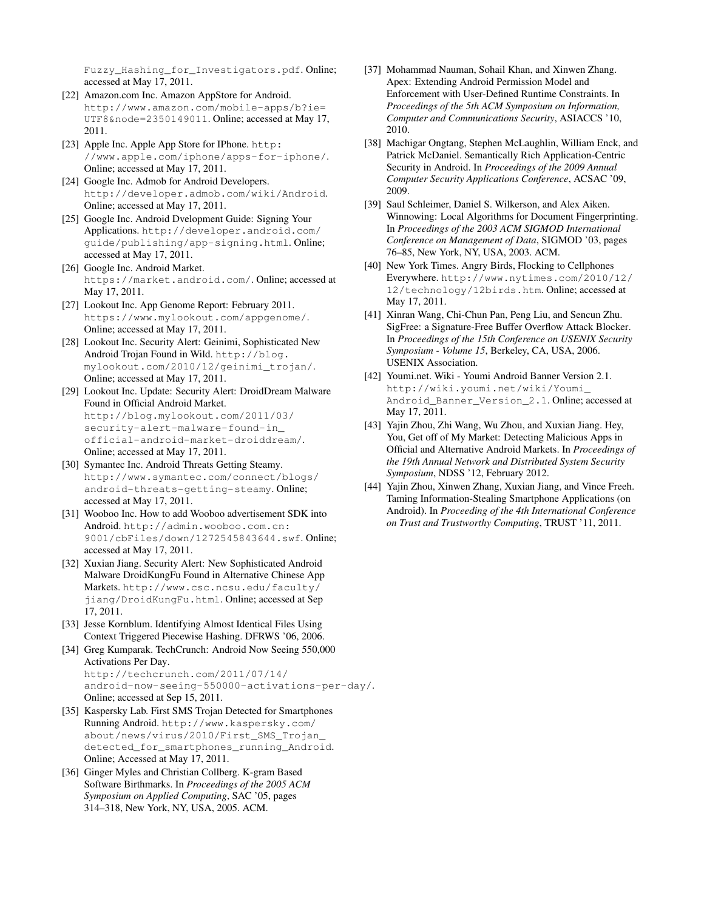Fuzzy_Hashing_for_Investigators.pdf. Online; accessed at May 17, 2011.

[22] Amazon.com Inc. Amazon AppStore for Android. http://www.amazon.com/mobile-apps/b?ie=UTF8&node=2350149011. Online; accessed at May 17, 2011.

[23] Apple Inc. Apple App Store for IPhone. http://www.apple.com/iphone/apps-for-iphone/. Online; accessed at May 17, 2011.

[24] Google Inc. Admob for Android Developers. http://developer.admob.com/wiki/Android. Online; accessed at May 17, 2011.

[25] Google Inc. Android Dvelopment Guide: Signing Your Applications. http://developer.android.com/guide/publishing/app-signing.html. Online; accessed at May 17, 2011.

[26] Google Inc. Android Market. https://market.android.com/. Online; accessed at May 17, 2011.

[27] Lookout Inc. App Genome Report: February 2011. https://www.mylookout.com/appgenome/. Online; accessed at May 17, 2011.

[28] Lookout Inc. Security Alert: Geinimi, Sophisticated New Android Trojan Found in Wild. http://blog.mylookout.com/2010/12/geinimi_trojan/. Online; accessed at May 17, 2011.

[29] Lookout Inc. Update: Security Alert: DroidDream Malware Found in Official Android Market. http://blog.mylookout.com/2011/03/security-alert-malware-found-in_official-android-market-droiddream/. Online; accessed at May 17, 2011.

[30] Symantec Inc. Android Threats Getting Steamy. http://www.symantec.com/connect/blogs/android-threats-getting-steamy. Online; accessed at May 17, 2011.

[31] Wooboo Inc. How to add Wooboo advertisement SDK into Android. http://admin.wooboo.com.cn:9001/cbFiles/down/1272545843644.swf. Online; accessed at May 17, 2011.

[32] Xuxian Jiang. Security Alert: New Sophisticated Android Malware DroidKungFu Found in Alternative Chinese App Markets. http://www.csc.ncsu.edu/faculty/jiang/DroidKungFu.html. Online; accessed at Sep 17, 2011.

[33] Jesse Kornblum. Identifying Almost Identical Files Using Context Triggered Piecewise Hashing. DFRWS '06, 2006.

[34] Greg Kumparak. TechCrunch: Android Now Seeing 550,000 Activations Per Day. http://techcrunch.com/2011/07/14/android-now-seeing-550000-activations-per-day/. Online; accessed at Sep 15, 2011.

[35] Kaspersky Lab. First SMS Trojan Detected for Smartphones Running Android. http://www.kaspersky.com/about/news/virus/2010/First_SMS_Trojan_detected_for_smartphones_running_Android. Online; Accessed at May 17, 2011.

[36] Ginger Myles and Christian Collberg. K-gram Based Software Birthmarks. In *Proceedings of the 2005 ACM Symposium on Applied Computing*, SAC '05, pages 314–318, New York, NY, USA, 2005. ACM.

[37] Mohammad Nauman, Sohail Khan, and Xinwen Zhang. Apex: Extending Android Permission Model and Enforcement with User-Defined Runtime Constraints. In *Proceedings of the 5th ACM Symposium on Information, Computer and Communications Security*, ASIACCS '10, 2010.

[38] Machigar Ongtang, Stephen McLaughlin, William Enck, and Patrick McDaniel. Semantically Rich Application-Centric Security in Android. In *Proceedings of the 2009 Annual Computer Security Applications Conference*, ACSAC '09, 2009.

[39] Saul Schleimer, Daniel S. Wilkerson, and Alex Aiken. Winnowing: Local Algorithms for Document Fingerprinting. In *Proceedings of the 2003 ACM SIGMOD International Conference on Management of Data*, SIGMOD '03, pages 76–85, New York, NY, USA, 2003. ACM.

[40] New York Times. Angry Birds, Flocking to Cellphones Everywhere. http://www.nytimes.com/2010/12/12/technology/12birds.htm. Online; accessed at May 17, 2011.

[41] Xinran Wang, Chi-Chun Pan, Peng Liu, and Sencun Zhu. SigFree: a Signature-Free Buffer Overflow Attack Blocker. In *Proceedings of the 15th Conference on USENIX Security Symposium - Volume 15*, Berkeley, CA, USA, 2006. USENIX Association.

[42] Youmi.net. Wiki - Youmi Android Banner Version 2.1. http://wiki.youmi.net/wiki/Youmi_Android_Banner_Version_2.1. Online; accessed at May 17, 2011.

[43] Yajin Zhou, Zhi Wang, Wu Zhou, and Xuxian Jiang. Hey, You, Get off of My Market: Detecting Malicious Apps in Official and Alternative Android Markets. In *Proceedings of the 19th Annual Network and Distributed System Security Symposium*, NDSS '12, February 2012.

[44] Yajin Zhou, Xinwen Zhang, Xuxian Jiang, and Vince Freeh. Taming Information-Stealing Smartphone Applications (on Android). In *Proceeding of the 4th International Conference on Trust and Trustworthy Computing*, TRUST '11, 2011.